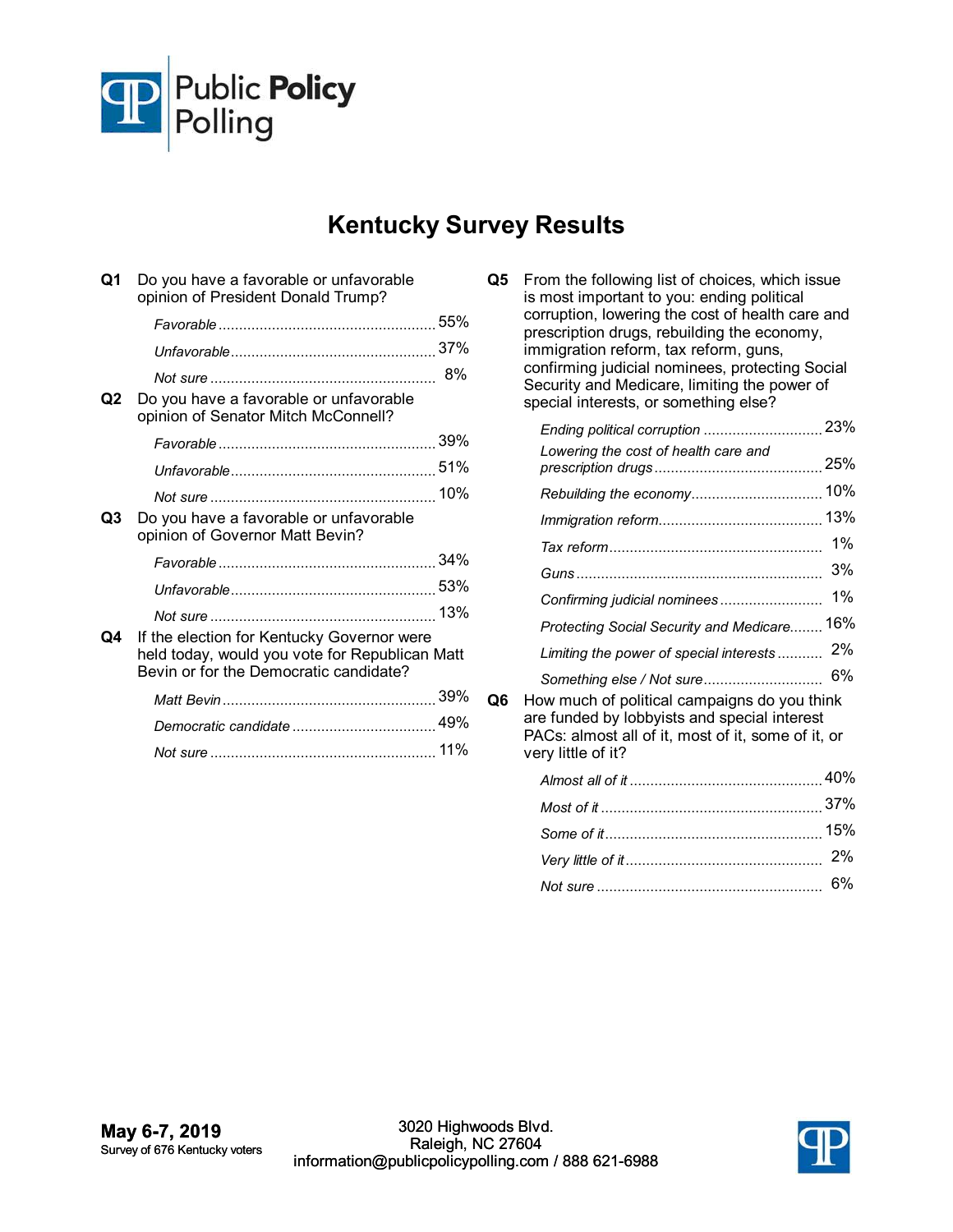# Kentucky Survey Results

**Q1** Do you have a favorable or unfavorable opinion of President Donald Trump?

| | |
|---|---|
| *Favorable* | 55% |
| *Unfavorable* | 37% |
| *Not sure* | 8% |

**Q2** Do you have a favorable or unfavorable opinion of Senator Mitch McConnell?

| | |
|---|---|
| *Favorable* | 39% |
| *Unfavorable* | 51% |
| *Not sure* | 10% |

**Q3** Do you have a favorable or unfavorable opinion of Governor Matt Bevin?

| | |
|---|---|
| *Favorable* | 34% |
| *Unfavorable* | 53% |
| *Not sure* | 13% |

**Q4** If the election for Kentucky Governor were held today, would you vote for Republican Matt Bevin or for the Democratic candidate?

| | |
|---|---|
| *Matt Bevin* | 39% |
| *Democratic candidate* | 49% |
| *Not sure* | 11% |

**Q5** From the following list of choices, which issue is most important to you: ending political corruption, lowering the cost of health care and prescription drugs, rebuilding the economy, immigration reform, tax reform, guns, confirming judicial nominees, protecting Social Security and Medicare, limiting the power of special interests, or something else?

| | |
|---|---|
| *Ending political corruption* | 23% |
| *Lowering the cost of health care and prescription drugs* | 25% |
| *Rebuilding the economy* | 10% |
| *Immigration reform* | 13% |
| *Tax reform* | 1% |
| *Guns* | 3% |
| *Confirming judicial nominees* | 1% |
| *Protecting Social Security and Medicare* | 16% |
| *Limiting the power of special interests* | 2% |
| *Something else / Not sure* | 6% |

**Q6** How much of political campaigns do you think are funded by lobbyists and special interest PACs: almost all of it, most of it, some of it, or very little of it?

| | |
|---|---|
| *Almost all of it* | 40% |
| *Most of it* | 37% |
| *Some of it* | 15% |
| *Very little of it* | 2% |
| *Not sure* | 6% |

**May 6-7, 2019**
Survey of 676 Kentucky voters

3020 Highwoods Blvd.
Raleigh, NC 27604
information@publicpolicypolling.com / 888 621-6988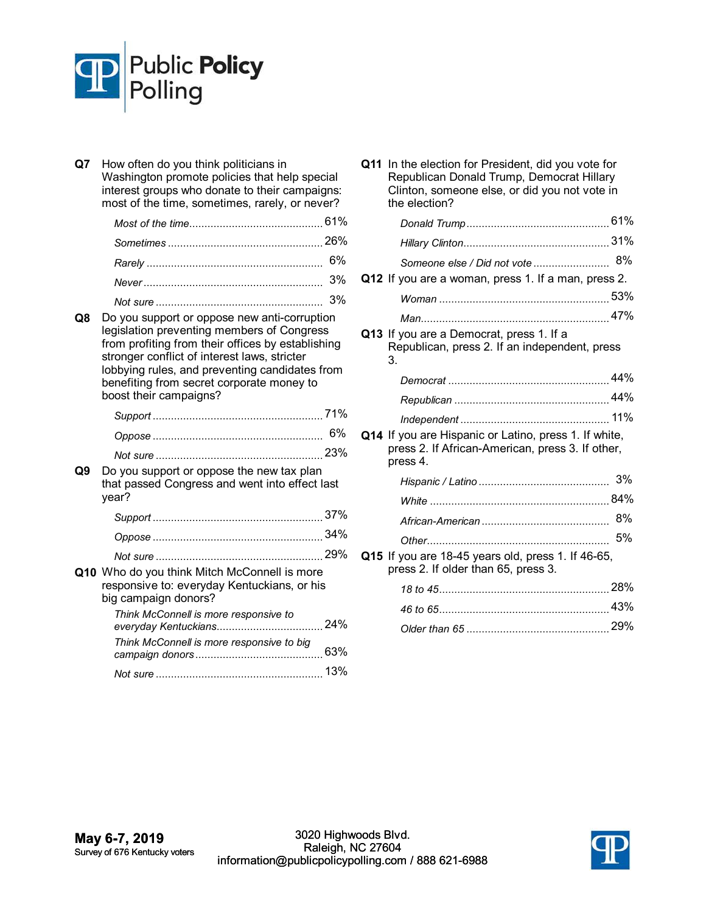**Q7** How often do you think politicians in Washington promote policies that help special interest groups who donate to their campaigns: most of the time, sometimes, rarely, or never?

| | |
|---|---|
| *Most of the time* | 61% |
| *Sometimes* | 26% |
| *Rarely* | 6% |
| *Never* | 3% |
| *Not sure* | 3% |

**Q8** Do you support or oppose new anti-corruption legislation preventing members of Congress from profiting from their offices by establishing stronger conflict of interest laws, stricter lobbying rules, and preventing candidates from benefiting from secret corporate money to boost their campaigns?

| | |
|---|---|
| *Support* | 71% |
| *Oppose* | 6% |
| *Not sure* | 23% |

**Q9** Do you support or oppose the new tax plan that passed Congress and went into effect last year?

| | |
|---|---|
| *Support* | 37% |
| *Oppose* | 34% |
| *Not sure* | 29% |

**Q10** Who do you think Mitch McConnell is more responsive to: everyday Kentuckians, or his big campaign donors?

| | |
|---|---|
| *Think McConnell is more responsive to everyday Kentuckians* | 24% |
| *Think McConnell is more responsive to big campaign donors* | 63% |
| *Not sure* | 13% |

**Q11** In the election for President, did you vote for Republican Donald Trump, Democrat Hillary Clinton, someone else, or did you not vote in the election?

| | |
|---|---|
| *Donald Trump* | 61% |
| *Hillary Clinton* | 31% |
| *Someone else / Did not vote* | 8% |

**Q12** If you are a woman, press 1. If a man, press 2.

| | |
|---|---|
| *Woman* | 53% |
| *Man* | 47% |

**Q13** If you are a Democrat, press 1. If a Republican, press 2. If an independent, press 3.

| | |
|---|---|
| *Democrat* | 44% |
| *Republican* | 44% |
| *Independent* | 11% |

**Q14** If you are Hispanic or Latino, press 1. If white, press 2. If African-American, press 3. If other, press 4.

| | |
|---|---|
| *Hispanic / Latino* | 3% |
| *White* | 84% |
| *African-American* | 8% |
| *Other* | 5% |

**Q15** If you are 18-45 years old, press 1. If 46-65, press 2. If older than 65, press 3.

| | |
|---|---|
| *18 to 45* | 28% |
| *46 to 65* | 43% |
| *Older than 65* | 29% |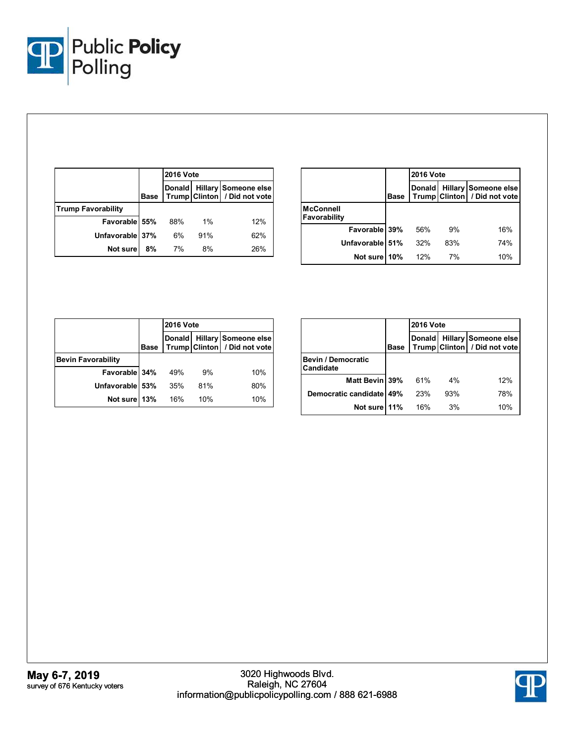| | Base | 2016 Vote | | |
|---|---|---|---|---|
| | | Donald Trump | Hillary Clinton | Someone else / Did not vote |
| **Trump Favorability** | | | | |
| Favorable | 55% | 88% | 1% | 12% |
| Unfavorable | 37% | 6% | 91% | 62% |
| Not sure | 8% | 7% | 8% | 26% |

| | Base | 2016 Vote | | |
|---|---|---|---|---|
| | | Donald Trump | Hillary Clinton | Someone else / Did not vote |
| **McConnell Favorability** | | | | |
| Favorable | 39% | 56% | 9% | 16% |
| Unfavorable | 51% | 32% | 83% | 74% |
| Not sure | 10% | 12% | 7% | 10% |

| | Base | 2016 Vote | | |
|---|---|---|---|---|
| | | Donald Trump | Hillary Clinton | Someone else / Did not vote |
| **Bevin Favorability** | | | | |
| Favorable | 34% | 49% | 9% | 10% |
| Unfavorable | 53% | 35% | 81% | 80% |
| Not sure | 13% | 16% | 10% | 10% |

| | Base | 2016 Vote | | |
|---|---|---|---|---|
| | | Donald Trump | Hillary Clinton | Someone else / Did not vote |
| **Bevin / Democratic Candidate** | | | | |
| Matt Bevin | 39% | 61% | 4% | 12% |
| Democratic candidate | 49% | 23% | 93% | 78% |
| Not sure | 11% | 16% | 3% | 10% |

**May 6-7, 2019**
survey of 676 Kentucky voters

3020 Highwoods Blvd.
Raleigh, NC 27604
information@publicpolicypolling.com / 888 621-6988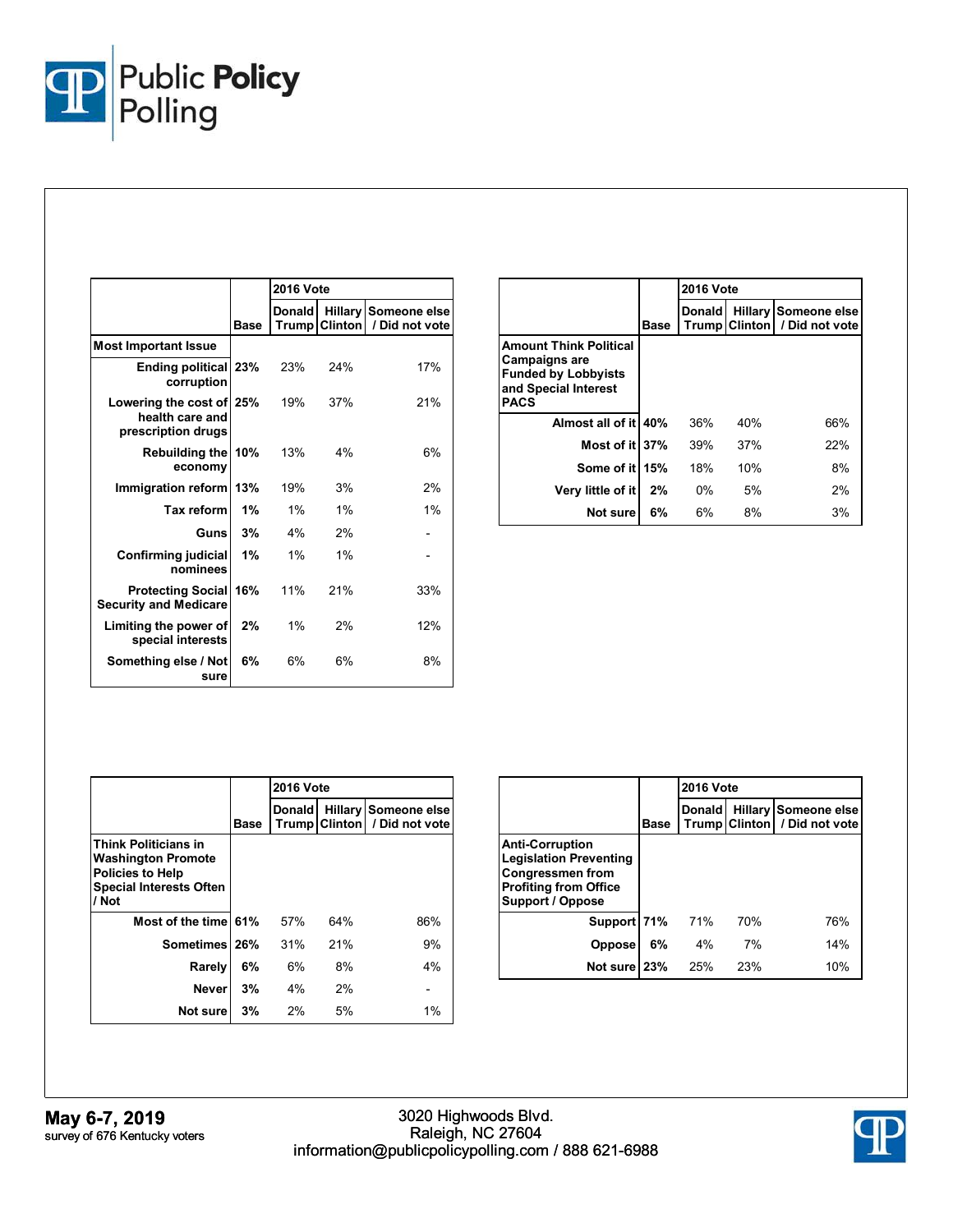| | Base | 2016 Vote | | |
|---|---|---|---|---|
| | | Donald Trump | Hillary Clinton | Someone else / Did not vote |
| **Most Important Issue** | | | | |
| Ending political corruption | 23% | 23% | 24% | 17% |
| Lowering the cost of health care and prescription drugs | 25% | 19% | 37% | 21% |
| Rebuilding the economy | 10% | 13% | 4% | 6% |
| Immigration reform | 13% | 19% | 3% | 2% |
| Tax reform | 1% | 1% | 1% | 1% |
| Guns | 3% | 4% | 2% | - |
| Confirming judicial nominees | 1% | 1% | 1% | - |
| Protecting Social Security and Medicare | 16% | 11% | 21% | 33% |
| Limiting the power of special interests | 2% | 1% | 2% | 12% |
| Something else / Not sure | 6% | 6% | 6% | 8% |

| | Base | 2016 Vote | | |
|---|---|---|---|---|
| | | Donald Trump | Hillary Clinton | Someone else / Did not vote |
| **Amount Think Political Campaigns are Funded by Lobbyists and Special Interest PACS** | | | | |
| Almost all of it | 40% | 36% | 40% | 66% |
| Most of it | 37% | 39% | 37% | 22% |
| Some of it | 15% | 18% | 10% | 8% |
| Very little of it | 2% | 0% | 5% | 2% |
| Not sure | 6% | 6% | 8% | 3% |

| | Base | 2016 Vote | | |
|---|---|---|---|---|
| | | Donald Trump | Hillary Clinton | Someone else / Did not vote |
| **Think Politicians in Washington Promote Policies to Help Special Interests Often / Not** | | | | |
| Most of the time | 61% | 57% | 64% | 86% |
| Sometimes | 26% | 31% | 21% | 9% |
| Rarely | 6% | 6% | 8% | 4% |
| Never | 3% | 4% | 2% | - |
| Not sure | 3% | 2% | 5% | 1% |

| | Base | 2016 Vote | | |
|---|---|---|---|---|
| | | Donald Trump | Hillary Clinton | Someone else / Did not vote |
| **Anti-Corruption Legislation Preventing Congressmen from Profiting from Office Support / Oppose** | | | | |
| Support | 71% | 71% | 70% | 76% |
| Oppose | 6% | 4% | 7% | 14% |
| Not sure | 23% | 25% | 23% | 10% |

**May 6-7, 2019**
survey of 676 Kentucky voters

3020 Highwoods Blvd.
Raleigh, NC 27604
information@publicpolicypolling.com / 888 621-6988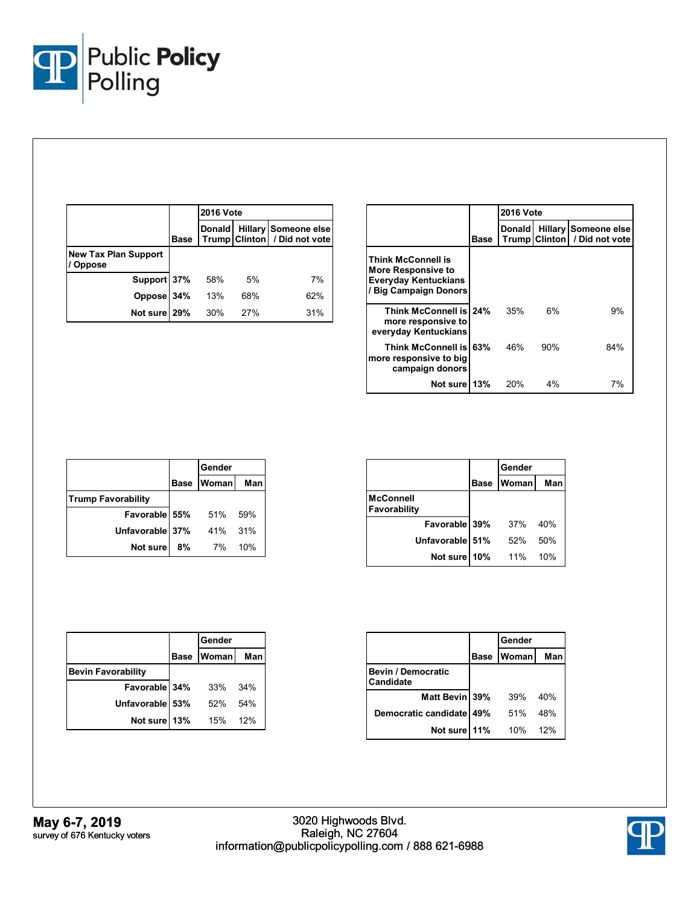| | Base | 2016 Vote | | |
|---|---|---|---|---|
| | | Donald Trump | Hillary Clinton | Someone else / Did not vote |
| **New Tax Plan Support / Oppose** | | | | |
| Support | 37% | 58% | 5% | 7% |
| Oppose | 34% | 13% | 68% | 62% |
| Not sure | 29% | 30% | 27% | 31% |

| | Base | 2016 Vote | | |
|---|---|---|---|---|
| | | Donald Trump | Hillary Clinton | Someone else / Did not vote |
| **Think McConnell is More Responsive to Everyday Kentuckians / Big Campaign Donors** | | | | |
| Think McConnell is more responsive to everyday Kentuckians | 24% | 35% | 6% | 9% |
| Think McConnell is more responsive to big campaign donors | 63% | 46% | 90% | 84% |
| Not sure | 13% | 20% | 4% | 7% |

| | Base | Gender | |
|---|---|---|---|
| | | Woman | Man |
| **Trump Favorability** | | | |
| Favorable | 55% | 51% | 59% |
| Unfavorable | 37% | 41% | 31% |
| Not sure | 8% | 7% | 10% |

| | Base | Gender | |
|---|---|---|---|
| | | Woman | Man |
| **McConnell Favorability** | | | |
| Favorable | 39% | 37% | 40% |
| Unfavorable | 51% | 52% | 50% |
| Not sure | 10% | 11% | 10% |

| | Base | Gender | |
|---|---|---|---|
| | | Woman | Man |
| **Bevin Favorability** | | | |
| Favorable | 34% | 33% | 34% |
| Unfavorable | 53% | 52% | 54% |
| Not sure | 13% | 15% | 12% |

| | Base | Gender | |
|---|---|---|---|
| | | Woman | Man |
| **Bevin / Democratic Candidate** | | | |
| Matt Bevin | 39% | 39% | 40% |
| Democratic candidate | 49% | 51% | 48% |
| Not sure | 11% | 10% | 12% |

**May 6-7, 2019**
survey of 676 Kentucky voters

3020 Highwoods Blvd.
Raleigh, NC 27604
information@publicpolicypolling.com / 888 621-6988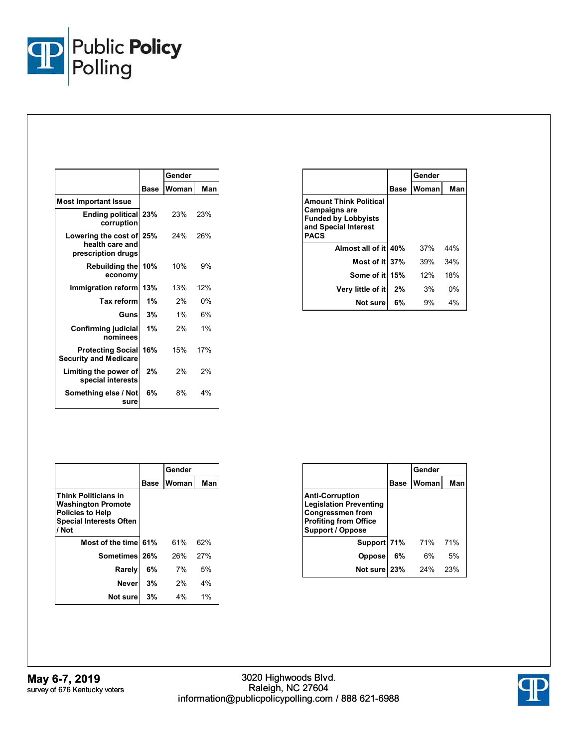| | Base | Gender | |
|---|---|---|---|
| | | Woman | Man |
| **Most Important Issue** | | | |
| Ending political corruption | 23% | 23% | 23% |
| Lowering the cost of health care and prescription drugs | 25% | 24% | 26% |
| Rebuilding the economy | 10% | 10% | 9% |
| Immigration reform | 13% | 13% | 12% |
| Tax reform | 1% | 2% | 0% |
| Guns | 3% | 1% | 6% |
| Confirming judicial nominees | 1% | 2% | 1% |
| Protecting Social Security and Medicare | 16% | 15% | 17% |
| Limiting the power of special interests | 2% | 2% | 2% |
| Something else / Not sure | 6% | 8% | 4% |

| | Base | Gender | |
|---|---|---|---|
| | | Woman | Man |
| **Amount Think Political Campaigns are Funded by Lobbyists and Special Interest PACS** | | | |
| Almost all of it | 40% | 37% | 44% |
| Most of it | 37% | 39% | 34% |
| Some of it | 15% | 12% | 18% |
| Very little of it | 2% | 3% | 0% |
| Not sure | 6% | 9% | 4% |

| | Base | Gender | |
|---|---|---|---|
| | | Woman | Man |
| **Think Politicians in Washington Promote Policies to Help Special Interests Often / Not** | | | |
| Most of the time | 61% | 61% | 62% |
| Sometimes | 26% | 26% | 27% |
| Rarely | 6% | 7% | 5% |
| Never | 3% | 2% | 4% |
| Not sure | 3% | 4% | 1% |

| | Base | Gender | |
|---|---|---|---|
| | | Woman | Man |
| **Anti-Corruption Legislation Preventing Congressmen from Profiting from Office Support / Oppose** | | | |
| Support | 71% | 71% | 71% |
| Oppose | 6% | 6% | 5% |
| Not sure | 23% | 24% | 23% |

**May 6-7, 2019**
survey of 676 Kentucky voters

3020 Highwoods Blvd.
Raleigh, NC 27604
information@publicpolicypolling.com / 888 621-6988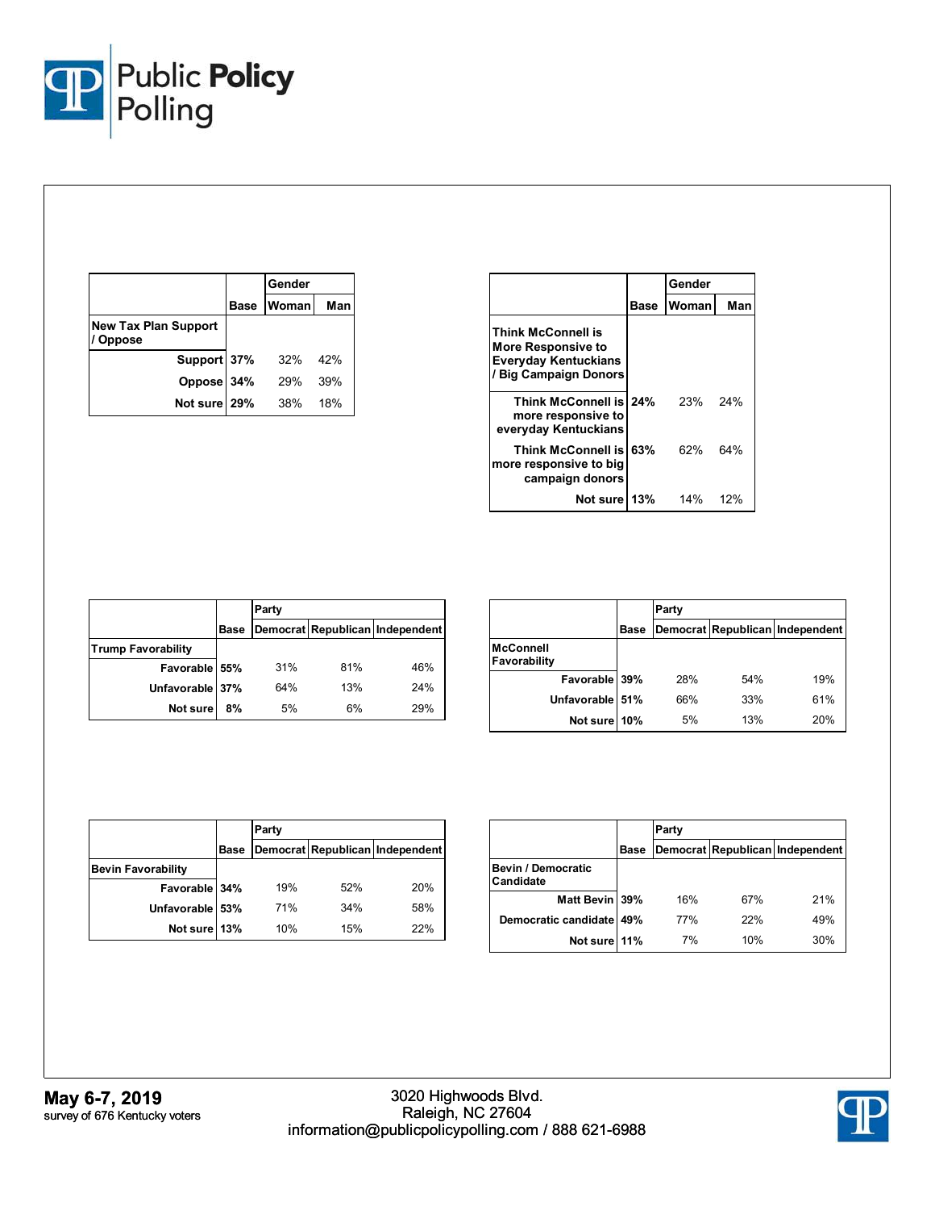| | Base | Gender | |
|---|---|---|---|
| | | Woman | Man |
| **New Tax Plan Support / Oppose** | | | |
| Support | **37%** | 32% | 42% |
| Oppose | **34%** | 29% | 39% |
| Not sure | **29%** | 38% | 18% |

| | Base | Gender | |
|---|---|---|---|
| | | Woman | Man |
| **Think McConnell is More Responsive to Everyday Kentuckians / Big Campaign Donors** | | | |
| Think McConnell is more responsive to everyday Kentuckians | **24%** | 23% | 24% |
| Think McConnell is more responsive to big campaign donors | **63%** | 62% | 64% |
| Not sure | **13%** | 14% | 12% |

| | Base | Party | | |
|---|---|---|---|---|
| | | Democrat | Republican | Independent |
| **Trump Favorability** | | | | |
| Favorable | **55%** | 31% | 81% | 46% |
| Unfavorable | **37%** | 64% | 13% | 24% |
| Not sure | **8%** | 5% | 6% | 29% |

| | Base | Party | | |
|---|---|---|---|---|
| | | Democrat | Republican | Independent |
| **McConnell Favorability** | | | | |
| Favorable | **39%** | 28% | 54% | 19% |
| Unfavorable | **51%** | 66% | 33% | 61% |
| Not sure | **10%** | 5% | 13% | 20% |

| | Base | Party | | |
|---|---|---|---|---|
| | | Democrat | Republican | Independent |
| **Bevin Favorability** | | | | |
| Favorable | **34%** | 19% | 52% | 20% |
| Unfavorable | **53%** | 71% | 34% | 58% |
| Not sure | **13%** | 10% | 15% | 22% |

| | Base | Party | | |
|---|---|---|---|---|
| | | Democrat | Republican | Independent |
| **Bevin / Democratic Candidate** | | | | |
| Matt Bevin | **39%** | 16% | 67% | 21% |
| Democratic candidate | **49%** | 77% | 22% | 49% |
| Not sure | **11%** | 7% | 10% | 30% |

**May 6-7, 2019**
survey of 676 Kentucky voters

3020 Highwoods Blvd.
Raleigh, NC 27604
information@publicpolicypolling.com / 888 621-6988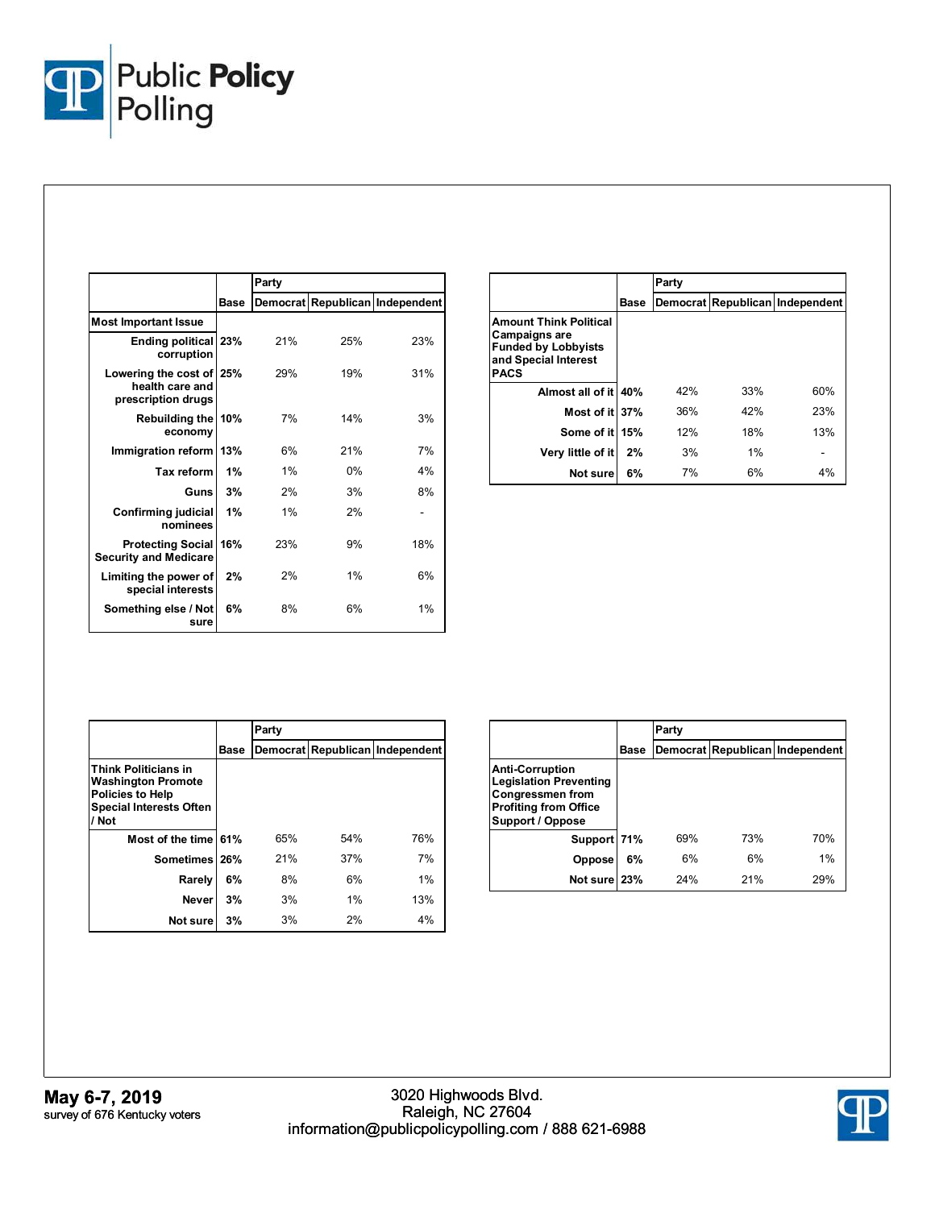| | Base | Party | | |
|---|---|---|---|---|
| | | Democrat | Republican | Independent |
| **Most Important Issue** | | | | |
| Ending political corruption | 23% | 21% | 25% | 23% |
| Lowering the cost of health care and prescription drugs | 25% | 29% | 19% | 31% |
| Rebuilding the economy | 10% | 7% | 14% | 3% |
| Immigration reform | 13% | 6% | 21% | 7% |
| Tax reform | 1% | 1% | 0% | 4% |
| Guns | 3% | 2% | 3% | 8% |
| Confirming judicial nominees | 1% | 1% | 2% | - |
| Protecting Social Security and Medicare | 16% | 23% | 9% | 18% |
| Limiting the power of special interests | 2% | 2% | 1% | 6% |
| Something else / Not sure | 6% | 8% | 6% | 1% |

| | Base | Party | | |
|---|---|---|---|---|
| | | Democrat | Republican | Independent |
| **Amount Think Political Campaigns are Funded by Lobbyists and Special Interest PACS** | | | | |
| Almost all of it | 40% | 42% | 33% | 60% |
| Most of it | 37% | 36% | 42% | 23% |
| Some of it | 15% | 12% | 18% | 13% |
| Very little of it | 2% | 3% | 1% | - |
| Not sure | 6% | 7% | 6% | 4% |

| | Base | Party | | |
|---|---|---|---|---|
| | | Democrat | Republican | Independent |
| **Think Politicians in Washington Promote Policies to Help Special Interests Often / Not** | | | | |
| Most of the time | 61% | 65% | 54% | 76% |
| Sometimes | 26% | 21% | 37% | 7% |
| Rarely | 6% | 8% | 6% | 1% |
| Never | 3% | 3% | 1% | 13% |
| Not sure | 3% | 3% | 2% | 4% |

| | Base | Party | | |
|---|---|---|---|---|
| | | Democrat | Republican | Independent |
| **Anti-Corruption Legislation Preventing Congressmen from Profiting from Office Support / Oppose** | | | | |
| Support | 71% | 69% | 73% | 70% |
| Oppose | 6% | 6% | 6% | 1% |
| Not sure | 23% | 24% | 21% | 29% |

**May 6-7, 2019**
survey of 676 Kentucky voters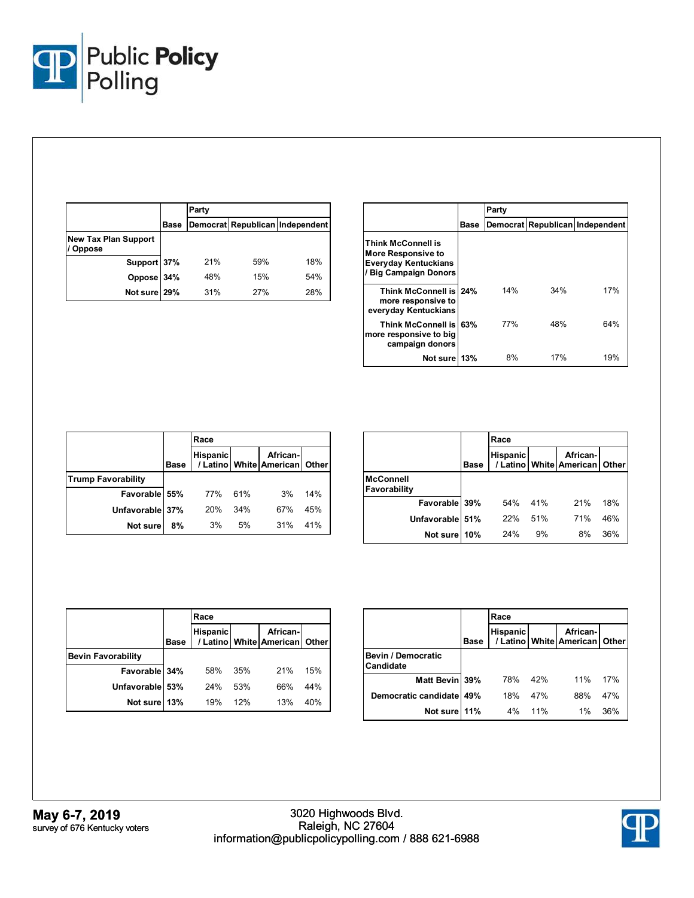| | Base | Party | | |
|---|---|---|---|---|
| | | Democrat | Republican | Independent |
| **New Tax Plan Support / Oppose** | | | | |
| Support | 37% | 21% | 59% | 18% |
| Oppose | 34% | 48% | 15% | 54% |
| Not sure | 29% | 31% | 27% | 28% |

| | Base | Party | | |
|---|---|---|---|---|
| | | Democrat | Republican | Independent |
| **Think McConnell is More Responsive to Everyday Kentuckians / Big Campaign Donors** | | | | |
| Think McConnell is more responsive to everyday Kentuckians | 24% | 14% | 34% | 17% |
| Think McConnell is more responsive to big campaign donors | 63% | 77% | 48% | 64% |
| Not sure | 13% | 8% | 17% | 19% |

| | Base | Race | | | |
|---|---|---|---|---|---|
| | | Hispanic / Latino | White | African-American | Other |
| **Trump Favorability** | | | | | |
| Favorable | 55% | 77% | 61% | 3% | 14% |
| Unfavorable | 37% | 20% | 34% | 67% | 45% |
| Not sure | 8% | 3% | 5% | 31% | 41% |

| | Base | Race | | | |
|---|---|---|---|---|---|
| | | Hispanic / Latino | White | African-American | Other |
| **McConnell Favorability** | | | | | |
| Favorable | 39% | 54% | 41% | 21% | 18% |
| Unfavorable | 51% | 22% | 51% | 71% | 46% |
| Not sure | 10% | 24% | 9% | 8% | 36% |

| | Base | Race | | | |
|---|---|---|---|---|---|
| | | Hispanic / Latino | White | African-American | Other |
| **Bevin Favorability** | | | | | |
| Favorable | 34% | 58% | 35% | 21% | 15% |
| Unfavorable | 53% | 24% | 53% | 66% | 44% |
| Not sure | 13% | 19% | 12% | 13% | 40% |

| | Base | Race | | | |
|---|---|---|---|---|---|
| | | Hispanic / Latino | White | African-American | Other |
| **Bevin / Democratic Candidate** | | | | | |
| Matt Bevin | 39% | 78% | 42% | 11% | 17% |
| Democratic candidate | 49% | 18% | 47% | 88% | 47% |
| Not sure | 11% | 4% | 11% | 1% | 36% |

**May 6-7, 2019**
survey of 676 Kentucky voters

3020 Highwoods Blvd.
Raleigh, NC 27604
information@publicpolicypolling.com / 888 621-6988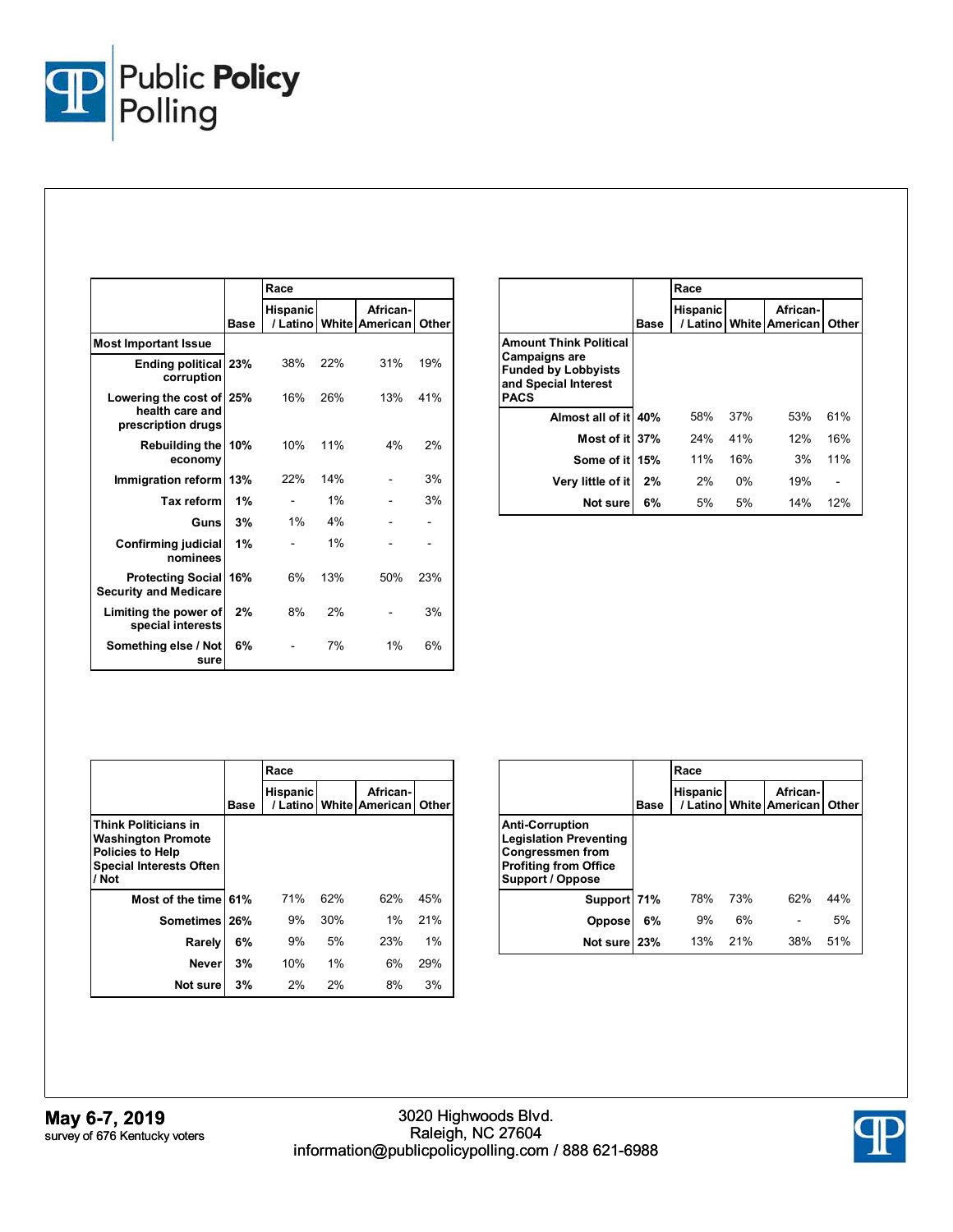| | Base | Race | | | |
|---|---|---|---|---|---|
| | | Hispanic / Latino | White | African-American | Other |
| **Most Important Issue** | | | | | |
| Ending political corruption | 23% | 38% | 22% | 31% | 19% |
| Lowering the cost of health care and prescription drugs | 25% | 16% | 26% | 13% | 41% |
| Rebuilding the economy | 10% | 10% | 11% | 4% | 2% |
| Immigration reform | 13% | 22% | 14% | - | 3% |
| Tax reform | 1% | - | 1% | - | 3% |
| Guns | 3% | 1% | 4% | - | - |
| Confirming judicial nominees | 1% | - | 1% | - | - |
| Protecting Social Security and Medicare | 16% | 6% | 13% | 50% | 23% |
| Limiting the power of special interests | 2% | 8% | 2% | - | 3% |
| Something else / Not sure | 6% | - | 7% | 1% | 6% |

| | Base | Race | | | |
|---|---|---|---|---|---|
| | | Hispanic / Latino | White | African-American | Other |
| **Amount Think Political Campaigns are Funded by Lobbyists and Special Interest PACS** | | | | | |
| Almost all of it | 40% | 58% | 37% | 53% | 61% |
| Most of it | 37% | 24% | 41% | 12% | 16% |
| Some of it | 15% | 11% | 16% | 3% | 11% |
| Very little of it | 2% | 2% | 0% | 19% | - |
| Not sure | 6% | 5% | 5% | 14% | 12% |

| | Base | Race | | | |
|---|---|---|---|---|---|
| | | Hispanic / Latino | White | African-American | Other |
| **Think Politicians in Washington Promote Policies to Help Special Interests Often / Not** | | | | | |
| Most of the time | 61% | 71% | 62% | 62% | 45% |
| Sometimes | 26% | 9% | 30% | 1% | 21% |
| Rarely | 6% | 9% | 5% | 23% | 1% |
| Never | 3% | 10% | 1% | 6% | 29% |
| Not sure | 3% | 2% | 2% | 8% | 3% |

| | Base | Race | | | |
|---|---|---|---|---|---|
| | | Hispanic / Latino | White | African-American | Other |
| **Anti-Corruption Legislation Preventing Congressmen from Profiting from Office Support / Oppose** | | | | | |
| Support | 71% | 78% | 73% | 62% | 44% |
| Oppose | 6% | 9% | 6% | - | 5% |
| Not sure | 23% | 13% | 21% | 38% | 51% |

**May 6-7, 2019**
survey of 676 Kentucky voters

3020 Highwoods Blvd.
Raleigh, NC 27604
information@publicpolicypolling.com / 888 621-6988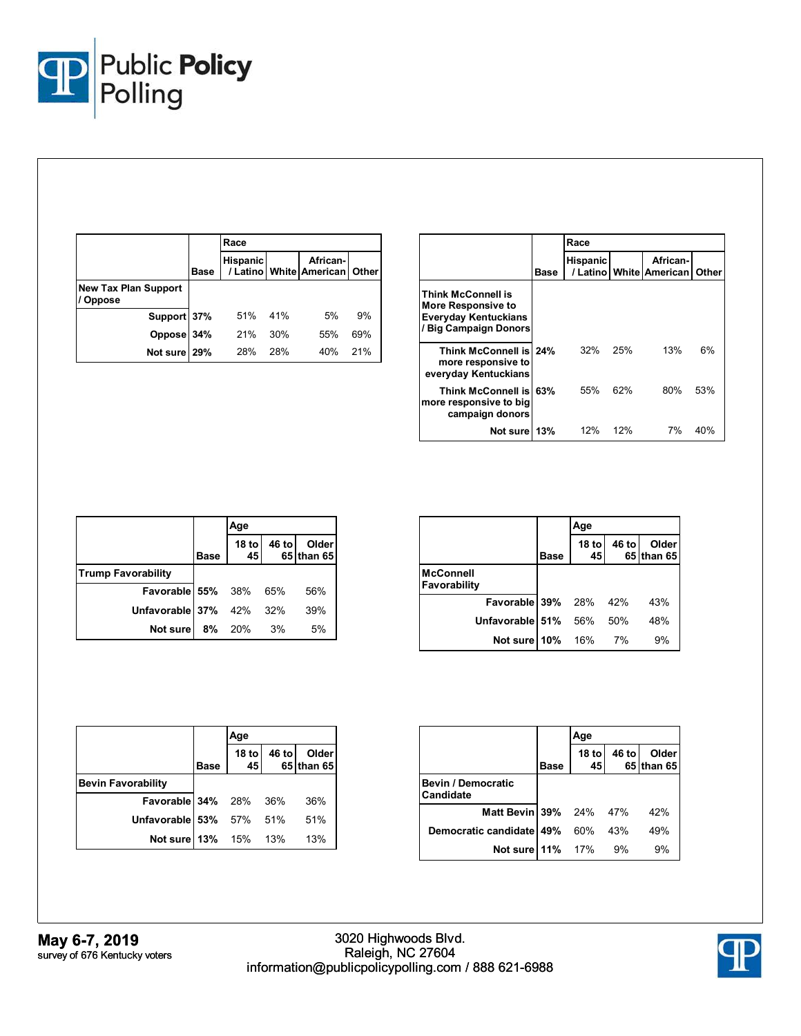| | Base | Race | | | |
|---|---|---|---|---|---|
| | | Hispanic / Latino | White | African-American | Other |
| **New Tax Plan Support / Oppose** | | | | | |
| Support | **37%** | 51% | 41% | 5% | 9% |
| Oppose | **34%** | 21% | 30% | 55% | 69% |
| Not sure | **29%** | 28% | 28% | 40% | 21% |

| | Base | Race | | | |
|---|---|---|---|---|---|
| | | Hispanic / Latino | White | African-American | Other |
| **Think McConnell is More Responsive to Everyday Kentuckians / Big Campaign Donors** | | | | | |
| Think McConnell is more responsive to everyday Kentuckians | **24%** | 32% | 25% | 13% | 6% |
| Think McConnell is more responsive to big campaign donors | **63%** | 55% | 62% | 80% | 53% |
| Not sure | **13%** | 12% | 12% | 7% | 40% |

| | Base | Age | | |
|---|---|---|---|---|
| | | 18 to 45 | 46 to 65 | Older than 65 |
| **Trump Favorability** | | | | |
| Favorable | **55%** | 38% | 65% | 56% |
| Unfavorable | **37%** | 42% | 32% | 39% |
| Not sure | **8%** | 20% | 3% | 5% |

| | Base | Age | | |
|---|---|---|---|---|
| | | 18 to 45 | 46 to 65 | Older than 65 |
| **McConnell Favorability** | | | | |
| Favorable | **39%** | 28% | 42% | 43% |
| Unfavorable | **51%** | 56% | 50% | 48% |
| Not sure | **10%** | 16% | 7% | 9% |

| | Base | Age | | |
|---|---|---|---|---|
| | | 18 to 45 | 46 to 65 | Older than 65 |
| **Bevin Favorability** | | | | |
| Favorable | **34%** | 28% | 36% | 36% |
| Unfavorable | **53%** | 57% | 51% | 51% |
| Not sure | **13%** | 15% | 13% | 13% |

| | Base | Age | | |
|---|---|---|---|---|
| | | 18 to 45 | 46 to 65 | Older than 65 |
| **Bevin / Democratic Candidate** | | | | |
| Matt Bevin | **39%** | 24% | 47% | 42% |
| Democratic candidate | **49%** | 60% | 43% | 49% |
| Not sure | **11%** | 17% | 9% | 9% |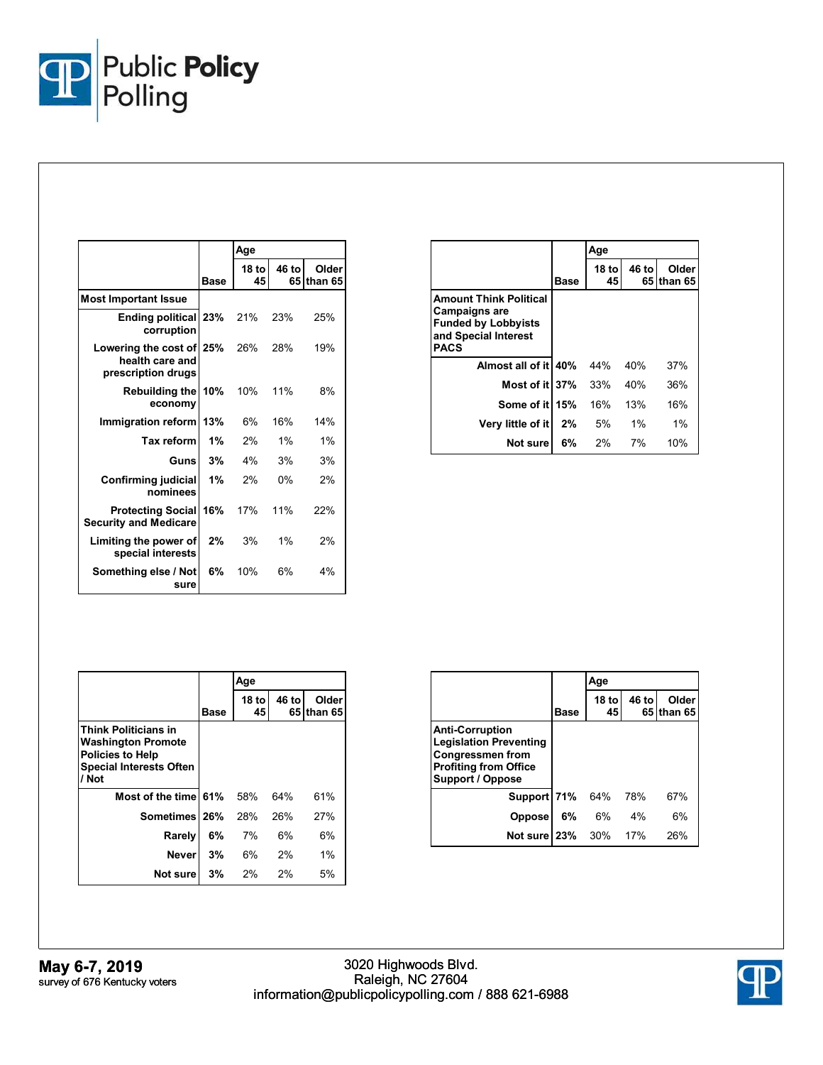Public Policy Polling

| | Base | Age | | |
|---|---|---|---|---|
| | | 18 to 45 | 46 to 65 | Older than 65 |
| **Most Important Issue** | | | | |
| Ending political corruption | 23% | 21% | 23% | 25% |
| Lowering the cost of health care and prescription drugs | 25% | 26% | 28% | 19% |
| Rebuilding the economy | 10% | 10% | 11% | 8% |
| Immigration reform | 13% | 6% | 16% | 14% |
| Tax reform | 1% | 2% | 1% | 1% |
| Guns | 3% | 4% | 3% | 3% |
| Confirming judicial nominees | 1% | 2% | 0% | 2% |
| Protecting Social Security and Medicare | 16% | 17% | 11% | 22% |
| Limiting the power of special interests | 2% | 3% | 1% | 2% |
| Something else / Not sure | 6% | 10% | 6% | 4% |

| | Base | Age | | |
|---|---|---|---|---|
| | | 18 to 45 | 46 to 65 | Older than 65 |
| **Amount Think Political Campaigns are Funded by Lobbyists and Special Interest PACS** | | | | |
| Almost all of it | 40% | 44% | 40% | 37% |
| Most of it | 37% | 33% | 40% | 36% |
| Some of it | 15% | 16% | 13% | 16% |
| Very little of it | 2% | 5% | 1% | 1% |
| Not sure | 6% | 2% | 7% | 10% |

| | Base | Age | | |
|---|---|---|---|---|
| | | 18 to 45 | 46 to 65 | Older than 65 |
| **Think Politicians in Washington Promote Policies to Help Special Interests Often / Not** | | | | |
| Most of the time | 61% | 58% | 64% | 61% |
| Sometimes | 26% | 28% | 26% | 27% |
| Rarely | 6% | 7% | 6% | 6% |
| Never | 3% | 6% | 2% | 1% |
| Not sure | 3% | 2% | 2% | 5% |

| | Base | Age | | |
|---|---|---|---|---|
| | | 18 to 45 | 46 to 65 | Older than 65 |
| **Anti-Corruption Legislation Preventing Congressmen from Profiting from Office Support / Oppose** | | | | |
| Support | 71% | 64% | 78% | 67% |
| Oppose | 6% | 6% | 4% | 6% |
| Not sure | 23% | 30% | 17% | 26% |

**May 6-7, 2019**
survey of 676 Kentucky voters

3020 Highwoods Blvd.
Raleigh, NC 27604
information@publicpolicypolling.com / 888 621-6988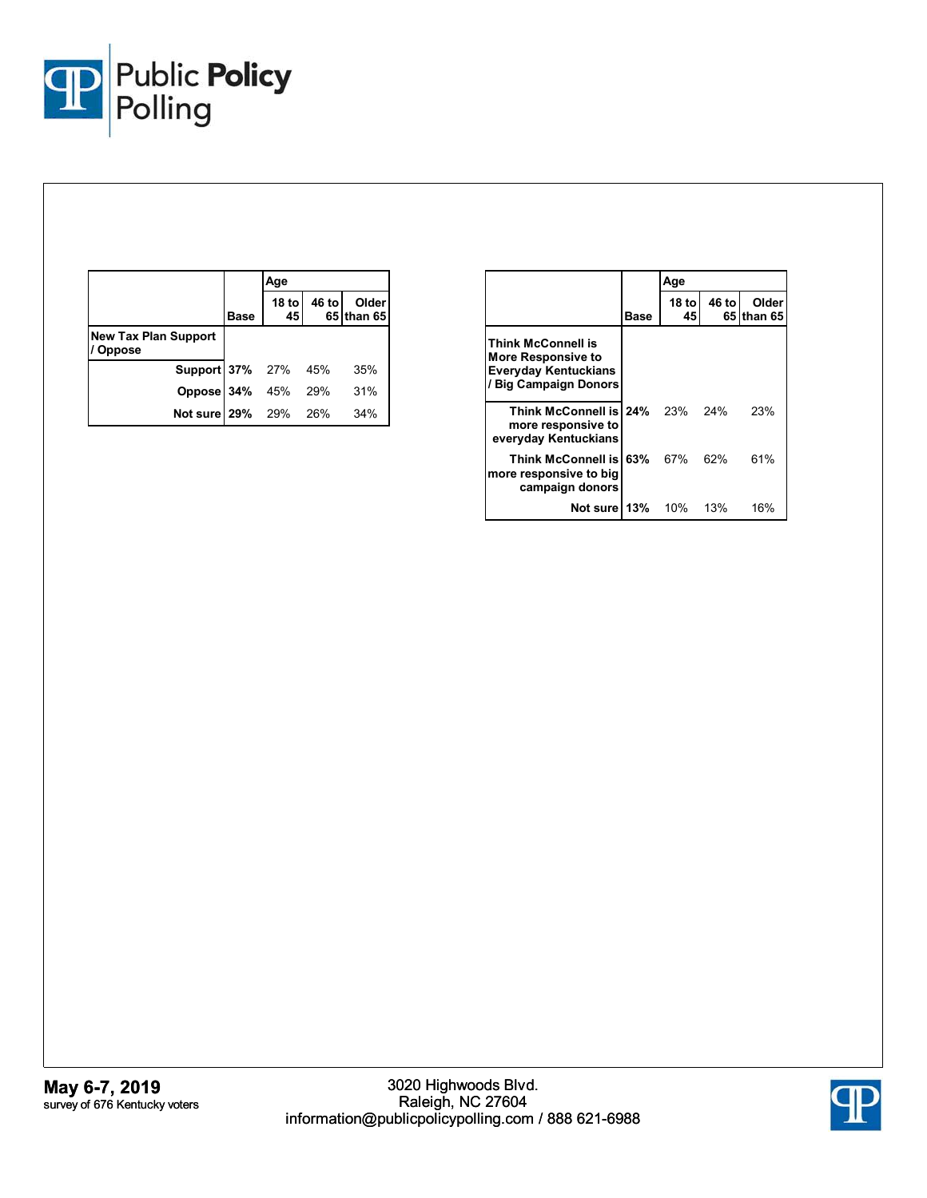| | Base | Age | | |
|---|---|---|---|---|
| | | 18 to 45 | 46 to 65 | Older than 65 |
| **New Tax Plan Support / Oppose** | | | | |
| Support | **37%** | 27% | 45% | 35% |
| Oppose | **34%** | 45% | 29% | 31% |
| Not sure | **29%** | 29% | 26% | 34% |

| | Base | Age | | |
|---|---|---|---|---|
| | | 18 to 45 | 46 to 65 | Older than 65 |
| **Think McConnell is More Responsive to Everyday Kentuckians / Big Campaign Donors** | | | | |
| Think McConnell is more responsive to everyday Kentuckians | **24%** | 23% | 24% | 23% |
| Think McConnell is more responsive to big campaign donors | **63%** | 67% | 62% | 61% |
| Not sure | **13%** | 10% | 13% | 16% |